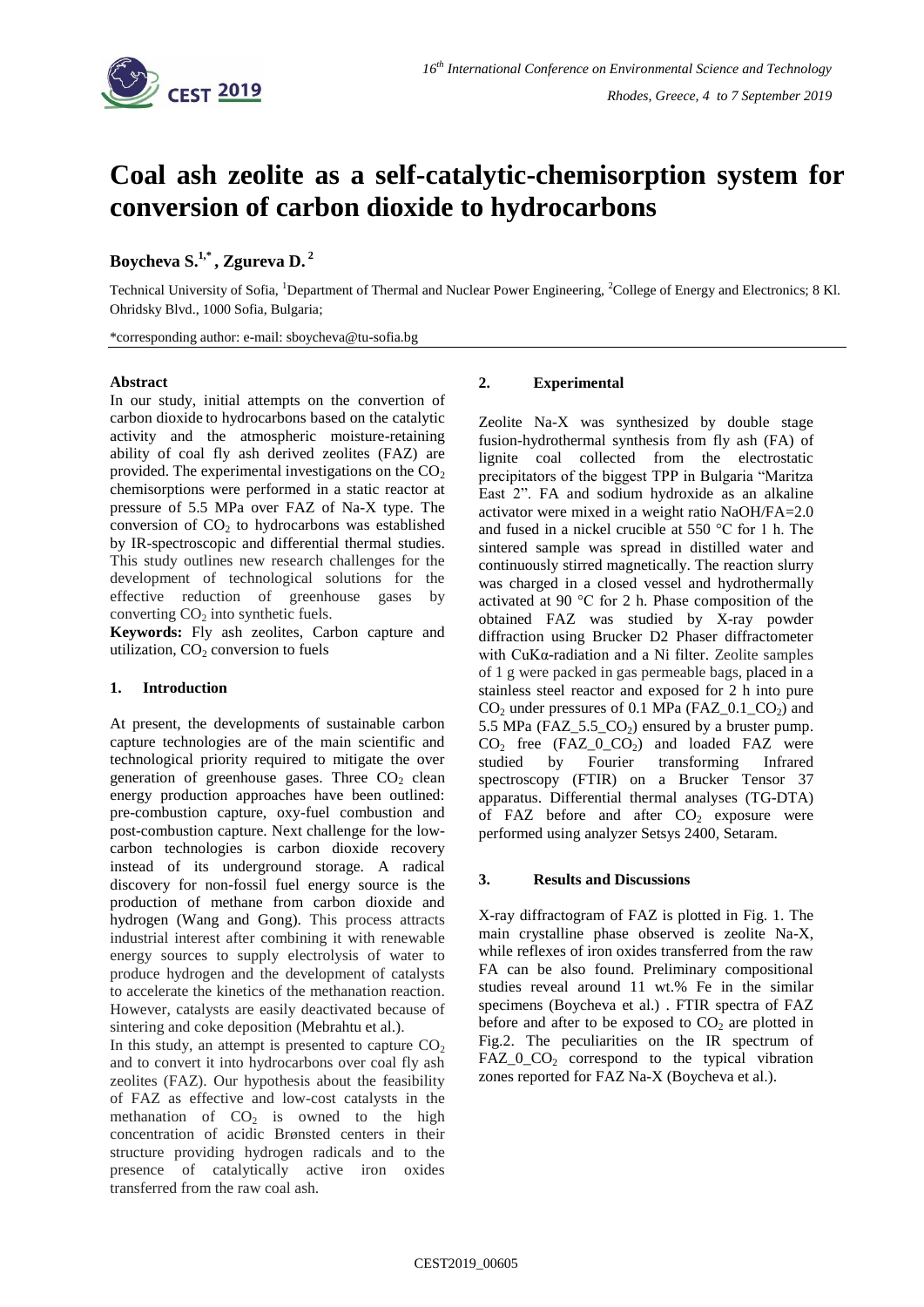# Coal ash zeolite as a self-catalytic-chemisorption system for conversion of carbon dioxide to hydrocarbons

**Boycheva S.[1,*], Zgureva D.[2]**

Technical University of Sofia, [1]Department of Thermal and Nuclear Power Engineering, [2]College of Energy and Electronics; 8 Kl. Ohridsky Blvd., 1000 Sofia, Bulgaria;

*corresponding author: e-mail: sboycheva@tu-sofia.bg

**Abstract**

In our study, initial attempts on the convertion of carbon dioxide to hydrocarbons based on the catalytic activity and the atmospheric moisture-retaining ability of coal fly ash derived zeolites (FAZ) are provided. The experimental investigations on the $CO_2$ chemisorptions were performed in a static reactor at pressure of 5.5 MPa over FAZ of Na-X type. The conversion of $CO_2$ to hydrocarbons was established by IR-spectroscopic and differential thermal studies. This study outlines new research challenges for the development of technological solutions for the effective reduction of greenhouse gases by converting $CO_2$ into synthetic fuels.

**Keywords:** Fly ash zeolites, Carbon capture and utilization, $CO_2$ conversion to fuels

## 1. Introduction

At present, the developments of sustainable carbon capture technologies are of the main scientific and technological priority required to mitigate the over generation of greenhouse gases. Three $CO_2$ clean energy production approaches have been outlined: pre-combustion capture, oxy-fuel combustion and post-combustion capture. Next challenge for the low-carbon technologies is carbon dioxide recovery instead of its underground storage. A radical discovery for non-fossil fuel energy source is the production of methane from carbon dioxide and hydrogen (Wang and Gong). This process attracts industrial interest after combining it with renewable energy sources to supply electrolysis of water to produce hydrogen and the development of catalysts to accelerate the kinetics of the methanation reaction. However, catalysts are easily deactivated because of sintering and coke deposition (Mebrahtu et al.).

In this study, an attempt is presented to capture $CO_2$ and to convert it into hydrocarbons over coal fly ash zeolites (FAZ). Our hypothesis about the feasibility of FAZ as effective and low-cost catalysts in the methanation of $CO_2$ is owned to the high concentration of acidic Brønsted centers in their structure providing hydrogen radicals and to the presence of catalytically active iron oxides transferred from the raw coal ash.

## 2. Experimental

Zeolite Na-X was synthesized by double stage fusion-hydrothermal synthesis from fly ash (FA) of lignite coal collected from the electrostatic precipitators of the biggest TPP in Bulgaria "Maritza East 2". FA and sodium hydroxide as an alkaline activator were mixed in a weight ratio NaOH/FA=2.0 and fused in a nickel crucible at 550 °C for 1 h. The sintered sample was spread in distilled water and continuously stirred magnetically. The reaction slurry was charged in a closed vessel and hydrothermally activated at 90 °C for 2 h. Phase composition of the obtained FAZ was studied by X-ray powder diffraction using Brucker D2 Phaser diffractometer with CuKα-radiation and a Ni filter. Zeolite samples of 1 g were packed in gas permeable bags, placed in a stainless steel reactor and exposed for 2 h into pure $CO_2$ under pressures of 0.1 MPa (FAZ_0.1_$CO_2$) and 5.5 MPa (FAZ_5.5_$CO_2$) ensured by a bruster pump. $CO_2$ free (FAZ_0_$CO_2$) and loaded FAZ were studied by Fourier transforming Infrared spectroscopy (FTIR) on a Brucker Tensor 37 apparatus. Differential thermal analyses (TG-DTA) of FAZ before and after $CO_2$ exposure were performed using analyzer Setsys 2400, Setaram.

## 3. Results and Discussions

X-ray diffractogram of FAZ is plotted in Fig. 1. The main crystalline phase observed is zeolite Na-X, while reflexes of iron oxides transferred from the raw FA can be also found. Preliminary compositional studies reveal around 11 wt.% Fe in the similar specimens (Boycheva et al.) . FTIR spectra of FAZ before and after to be exposed to $CO_2$ are plotted in Fig.2. The peculiarities on the IR spectrum of FAZ_0_$CO_2$ correspond to the typical vibration zones reported for FAZ Na-X (Boycheva et al.).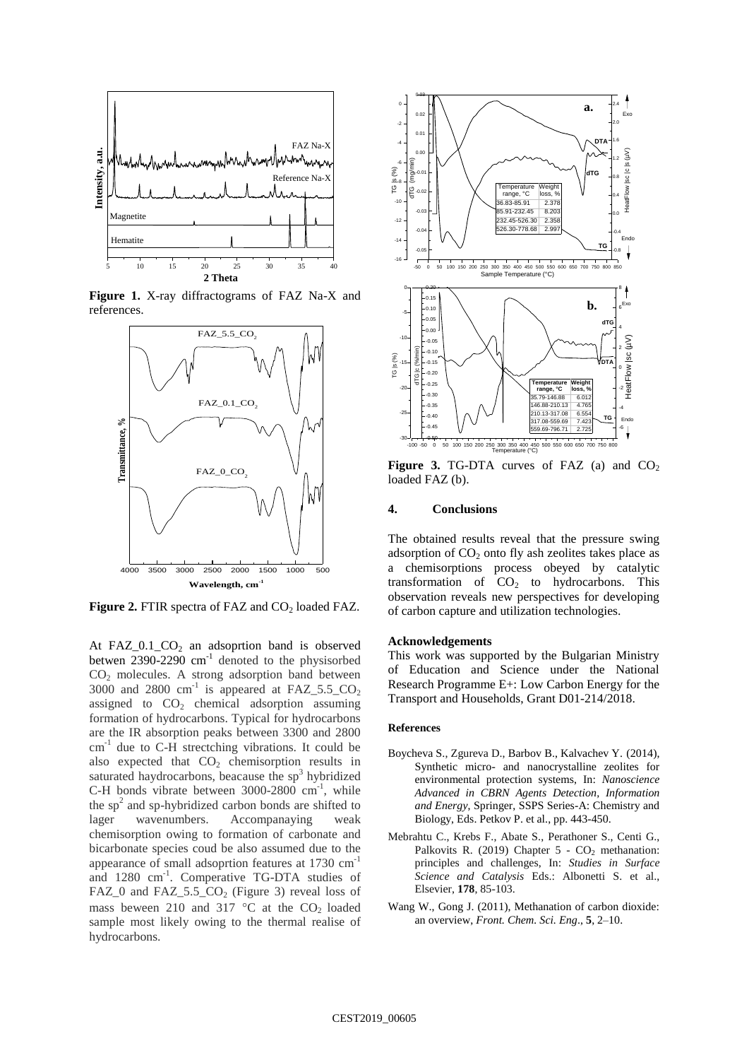Intensity, a.u.

FAZ Na-X

Reference Na-X

Magnetite

Hematite

5 10 15 20 25 30 35 40

2 Theta

**Figure 1.** X-ray diffractograms of FAZ Na-X and references.

Transmittance, %

FAZ_5.5_$CO_2$

FAZ_0.1_$CO_2$

FAZ_0_$CO_2$

4000 3500 3000 2500 2000 1500 1000 500

Wavelength, $cm^{-1}$

**Figure 2.** FTIR spectra of FAZ and $CO_2$ loaded FAZ.

At FAZ_0.1_$CO_2$ an adsoprtion band is observed betwen 2390-2290 $cm^{-1}$ denoted to the physisorbed $CO_2$ molecules. A strong adsorption band between 3000 and 2800 $cm^{-1}$ is appeared at FAZ_5.5_$CO_2$ assigned to $CO_2$ chemical adsorption assuming formation of hydrocarbons. Typical for hydrocarbons are the IR absorption peaks between 3300 and 2800 $cm^{-1}$ due to C-H strectching vibrations. It could be also expected that $CO_2$ chemisorption results in saturated haydrocarbons, beacause the $sp^3$ hybridized C-H bonds vibrate between 3000-2800 $cm^{-1}$, while the $sp^2$ and sp-hybridized carbon bonds are shifted to lager wavenumbers. Accompanaying weak chemisorption owing to formation of carbonate and bicarbonate species coud be also assumed due to the appearance of small adsoprtion features at 1730 $cm^{-1}$ and 1280 $cm^{-1}$. Comperative TG-DTA studies of FAZ_0 and FAZ_5.5_$CO_2$ (Figure 3) reveal loss of mass beween 210 and 317 °C at the $CO_2$ loaded sample most likely owing to the thermal realise of hydrocarbons.

a.

TG |s (%)

dTG (mg/min)

HeatFlow |sc |s (µV)

Exo

Endo

DTA

dTG

TG

Sample Temperature (°C)

| Temperature range, °C | Weight loss, % |
|---|---|
| 36.83-85.91 | 2.378 |
| 85.91-232.45 | 8.203 |
| 232.45-526.30 | 2.358 |
| 526.30-778.68 | 2.997 |

b.

TG |s (%)

dTG |c (%/min)

HeatFlow |sc (µV)

Exo

Endo

dTG

DTA

TG

Temperature (°C)

| Temperature range, °C | Weight loss, % |
|---|---|
| 35.79-146.88 | 6.012 |
| 146.88-210.13 | 4.765 |
| 210.13-317.08 | 6.554 |
| 317.08-559.69 | 7.423 |
| 559.69-796.71 | 2.725 |

**Figure 3.** TG-DTA curves of FAZ (a) and $CO_2$ loaded FAZ (b).

## 4. Conclusions

The obtained results reveal that the pressure swing adsorption of $CO_2$ onto fly ash zeolites takes place as a chemisorptions process obeyed by catalytic transformation of $CO_2$ to hydrocarbons. This observation reveals new perspectives for developing of carbon capture and utilization technologies.

### Acknowledgements

This work was supported by the Bulgarian Ministry of Education and Science under the National Research Programme E+: Low Carbon Energy for the Transport and Households, Grant D01-214/2018.

### References

Boycheva S., Zgureva D., Barbov B., Kalvachev Y. (2014), Synthetic micro- and nanocrystalline zeolites for environmental protection systems, In: *Nanoscience Advanced in CBRN Agents Detection, Information and Energy*, Springer, SSPS Series-A: Chemistry and Biology, Eds. Petkov P. et al., pp. 443-450.

Mebrahtu C., Krebs F., Abate S., Perathoner S., Centi G., Palkovits R. (2019) Chapter 5 - $CO_2$ methanation: principles and challenges, In: *Studies in Surface Science and Catalysis* Eds.: Albonetti S. et al., Elsevier, **178**, 85-103.

Wang W., Gong J. (2011), Methanation of carbon dioxide: an overview, *Front. Chem. Sci. Eng*., **5**, 2–10.